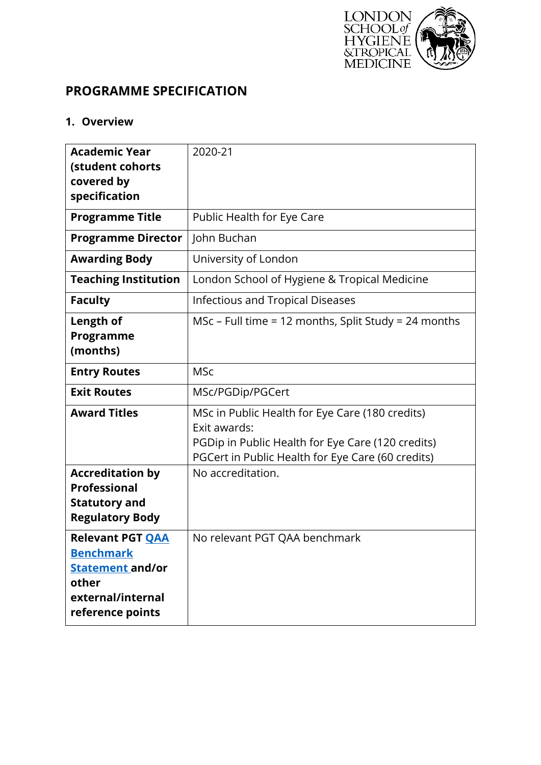# PROGRAMME SPECIFICATION

## 1. Overview

| | |
|---|---|
| **Academic Year (student cohorts covered by specification** | 2020-21 |
| **Programme Title** | Public Health for Eye Care |
| **Programme Director** | John Buchan |
| **Awarding Body** | University of London |
| **Teaching Institution** | London School of Hygiene & Tropical Medicine |
| **Faculty** | Infectious and Tropical Diseases |
| **Length of Programme (months)** | MSc – Full time = 12 months, Split Study = 24 months |
| **Entry Routes** | MSc |
| **Exit Routes** | MSc/PGDip/PGCert |
| **Award Titles** | MSc in Public Health for Eye Care (180 credits)<br>Exit awards:<br>PGDip in Public Health for Eye Care (120 credits)<br>PGCert in Public Health for Eye Care (60 credits) |
| **Accreditation by Professional Statutory and Regulatory Body** | No accreditation. |
| **Relevant PGT QAA Benchmark Statement and/or other external/internal reference points** | No relevant PGT QAA benchmark |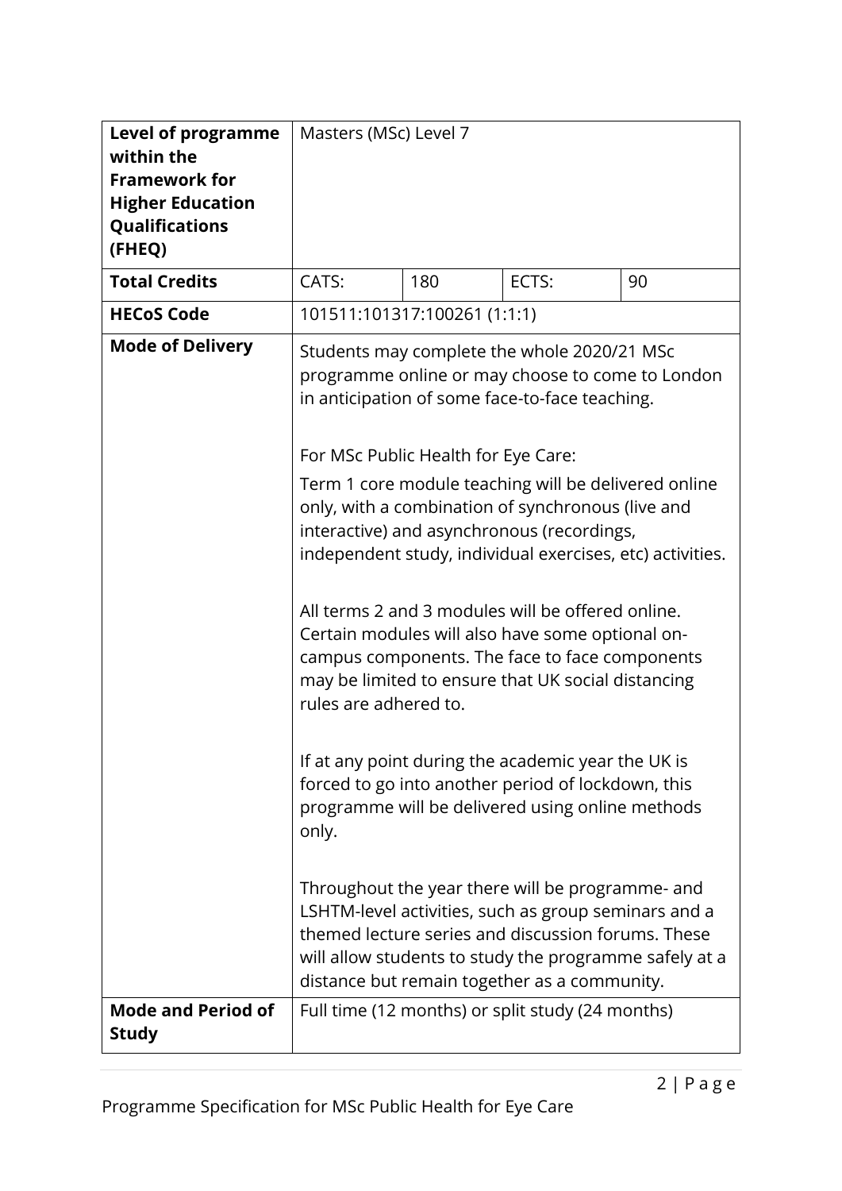| Level of programme within the Framework for Higher Education Qualifications (FHEQ) | Masters (MSc) Level 7 | | |
|---|---|---|---|
| **Total Credits** | CATS: | 180 | ECTS: | 90 |
| **HECoS Code** | 101511:101317:100261 (1:1:1) | | | |
| **Mode of Delivery** | Students may complete the whole 2020/21 MSc programme online or may choose to come to London in anticipation of some face-to-face teaching.<br><br>For MSc Public Health for Eye Care:<br>Term 1 core module teaching will be delivered online only, with a combination of synchronous (live and interactive) and asynchronous (recordings, independent study, individual exercises, etc) activities.<br><br>All terms 2 and 3 modules will be offered online. Certain modules will also have some optional on-campus components. The face to face components may be limited to ensure that UK social distancing rules are adhered to.<br><br>If at any point during the academic year the UK is forced to go into another period of lockdown, this programme will be delivered using online methods only.<br><br>Throughout the year there will be programme- and LSHTM-level activities, such as group seminars and a themed lecture series and discussion forums. These will allow students to study the programme safely at a distance but remain together as a community. | | | |
| **Mode and Period of Study** | Full time (12 months) or split study (24 months) | | | |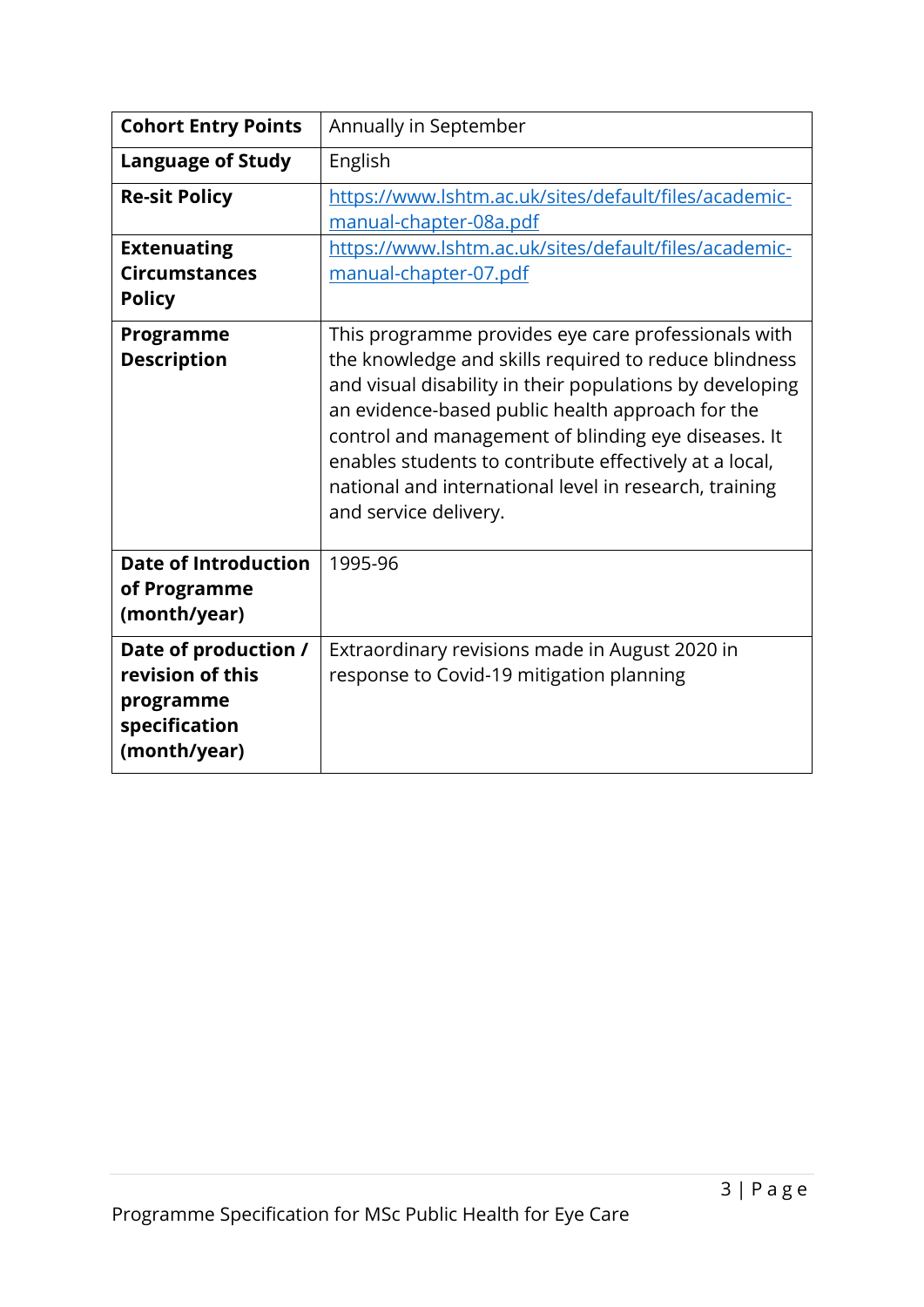| | |
|---|---|
| **Cohort Entry Points** | Annually in September |
| **Language of Study** | English |
| **Re-sit Policy** | https://www.lshtm.ac.uk/sites/default/files/academic-manual-chapter-08a.pdf |
| **Extenuating Circumstances Policy** | https://www.lshtm.ac.uk/sites/default/files/academic-manual-chapter-07.pdf |
| **Programme Description** | This programme provides eye care professionals with the knowledge and skills required to reduce blindness and visual disability in their populations by developing an evidence-based public health approach for the control and management of blinding eye diseases. It enables students to contribute effectively at a local, national and international level in research, training and service delivery. |
| **Date of Introduction of Programme (month/year)** | 1995-96 |
| **Date of production / revision of this programme specification (month/year)** | Extraordinary revisions made in August 2020 in response to Covid-19 mitigation planning |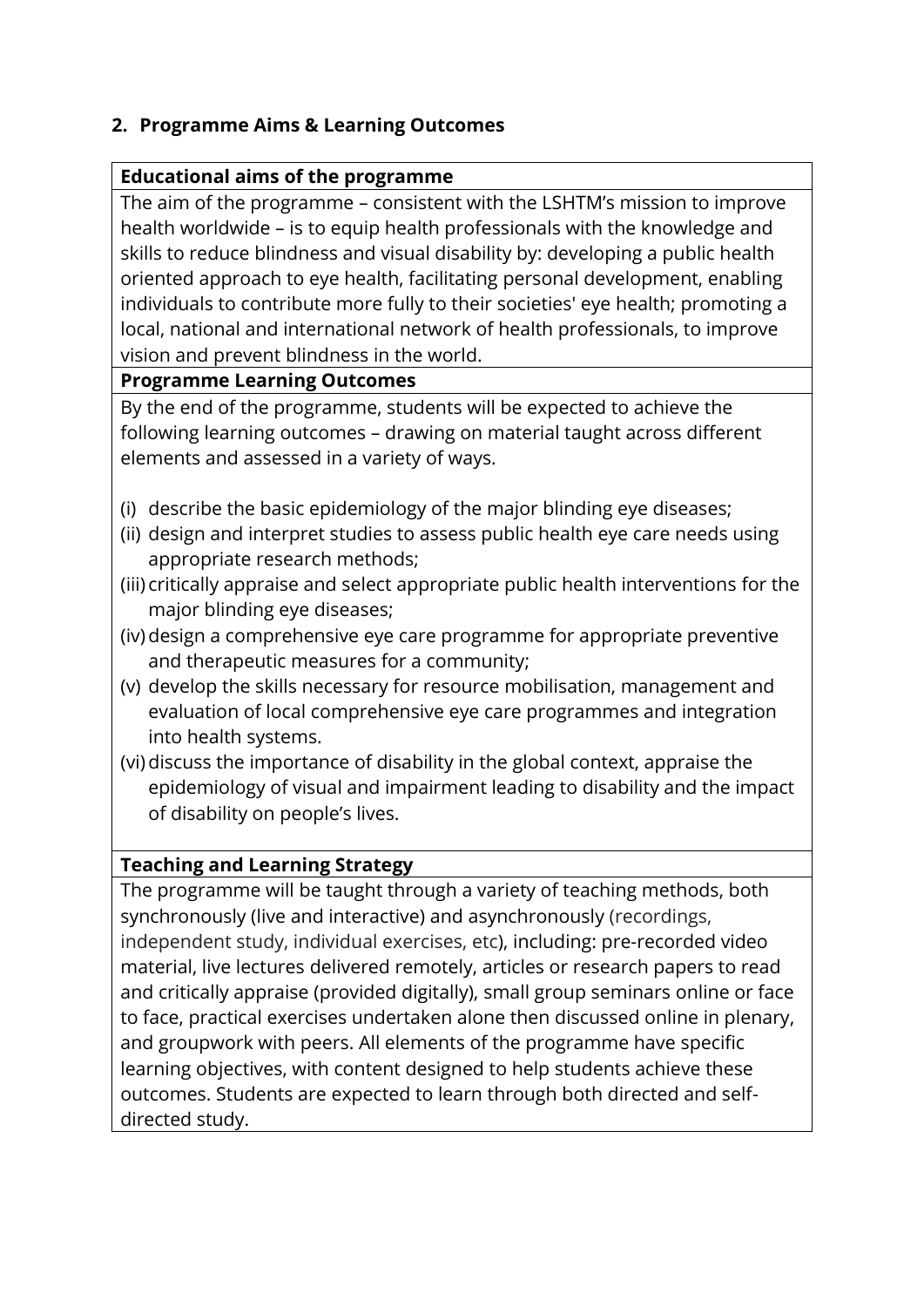## 2. Programme Aims & Learning Outcomes

| **Educational aims of the programme** |
| --- |
| The aim of the programme – consistent with the LSHTM's mission to improve health worldwide – is to equip health professionals with the knowledge and skills to reduce blindness and visual disability by: developing a public health oriented approach to eye health, facilitating personal development, enabling individuals to contribute more fully to their societies' eye health; promoting a local, national and international network of health professionals, to improve vision and prevent blindness in the world. |
| **Programme Learning Outcomes** |
| By the end of the programme, students will be expected to achieve the following learning outcomes – drawing on material taught across different elements and assessed in a variety of ways.<br><br>(i) describe the basic epidemiology of the major blinding eye diseases;<br>(ii) design and interpret studies to assess public health eye care needs using appropriate research methods;<br>(iii) critically appraise and select appropriate public health interventions for the major blinding eye diseases;<br>(iv) design a comprehensive eye care programme for appropriate preventive and therapeutic measures for a community;<br>(v) develop the skills necessary for resource mobilisation, management and evaluation of local comprehensive eye care programmes and integration into health systems.<br>(vi) discuss the importance of disability in the global context, appraise the epidemiology of visual and impairment leading to disability and the impact of disability on people's lives. |
| **Teaching and Learning Strategy** |
| The programme will be taught through a variety of teaching methods, both synchronously (live and interactive) and asynchronously (recordings, independent study, individual exercises, etc), including: pre-recorded video material, live lectures delivered remotely, articles or research papers to read and critically appraise (provided digitally), small group seminars online or face to face, practical exercises undertaken alone then discussed online in plenary, and groupwork with peers. All elements of the programme have specific learning objectives, with content designed to help students achieve these outcomes. Students are expected to learn through both directed and self-directed study. |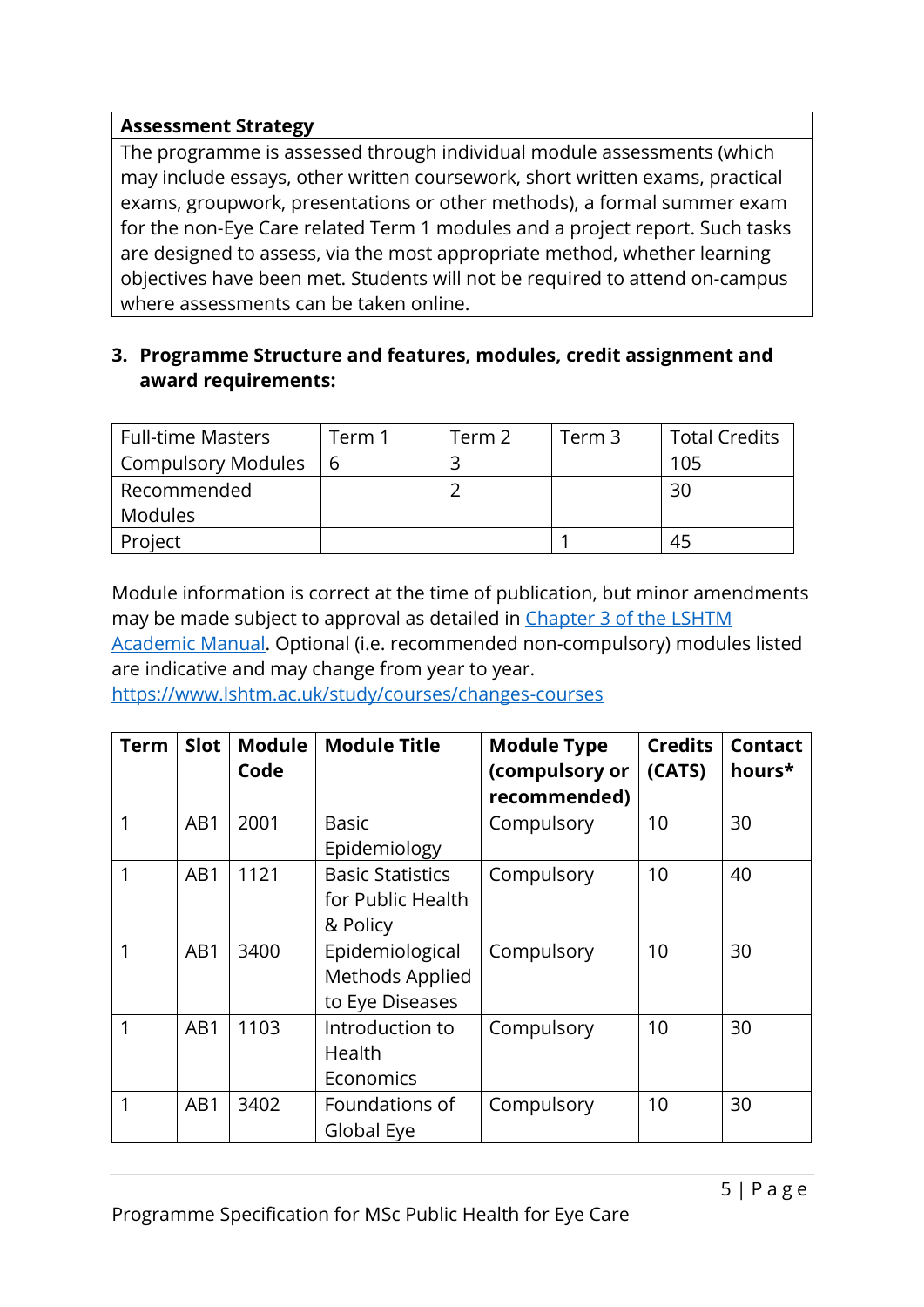| **Assessment Strategy** |
|---|
| The programme is assessed through individual module assessments (which may include essays, other written coursework, short written exams, practical exams, groupwork, presentations or other methods), a formal summer exam for the non-Eye Care related Term 1 modules and a project report. Such tasks are designed to assess, via the most appropriate method, whether learning objectives have been met. Students will not be required to attend on-campus where assessments can be taken online. |

## 3. Programme Structure and features, modules, credit assignment and award requirements:

| Full-time Masters | Term 1 | Term 2 | Term 3 | Total Credits |
|---|---|---|---|---|
| Compulsory Modules | 6 | 3 | | 105 |
| Recommended Modules | | 2 | | 30 |
| Project | | | 1 | 45 |

Module information is correct at the time of publication, but minor amendments may be made subject to approval as detailed in [Chapter 3 of the LSHTM Academic Manual](). Optional (i.e. recommended non-compulsory) modules listed are indicative and may change from year to year.
[https://www.lshtm.ac.uk/study/courses/changes-courses](https://www.lshtm.ac.uk/study/courses/changes-courses)

| Term | Slot | Module Code | Module Title | Module Type (compulsory or recommended) | Credits (CATS) | Contact hours* |
|---|---|---|---|---|---|---|
| 1 | AB1 | 2001 | Basic Epidemiology | Compulsory | 10 | 30 |
| 1 | AB1 | 1121 | Basic Statistics for Public Health & Policy | Compulsory | 10 | 40 |
| 1 | AB1 | 3400 | Epidemiological Methods Applied to Eye Diseases | Compulsory | 10 | 30 |
| 1 | AB1 | 1103 | Introduction to Health Economics | Compulsory | 10 | 30 |
| 1 | AB1 | 3402 | Foundations of Global Eye | Compulsory | 10 | 30 |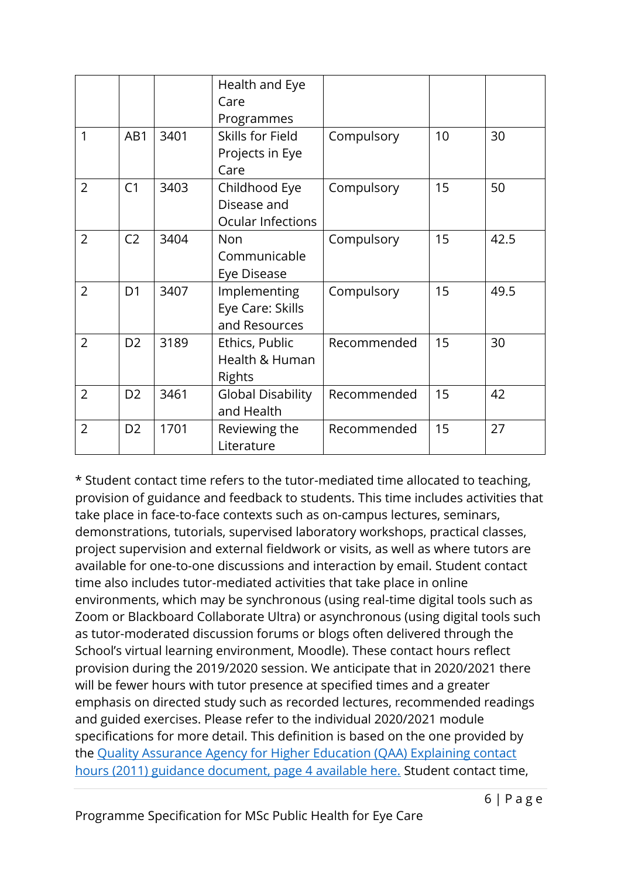| | | | | | | |
|---|---|---|---|---|---|---|
| | | | Health and Eye Care Programmes | | | |
| 1 | AB1 | 3401 | Skills for Field Projects in Eye Care | Compulsory | 10 | 30 |
| 2 | C1 | 3403 | Childhood Eye Disease and Ocular Infections | Compulsory | 15 | 50 |
| 2 | C2 | 3404 | Non Communicable Eye Disease | Compulsory | 15 | 42.5 |
| 2 | D1 | 3407 | Implementing Eye Care: Skills and Resources | Compulsory | 15 | 49.5 |
| 2 | D2 | 3189 | Ethics, Public Health & Human Rights | Recommended | 15 | 30 |
| 2 | D2 | 3461 | Global Disability and Health | Recommended | 15 | 42 |
| 2 | D2 | 1701 | Reviewing the Literature | Recommended | 15 | 27 |

* Student contact time refers to the tutor-mediated time allocated to teaching, provision of guidance and feedback to students. This time includes activities that take place in face-to-face contexts such as on-campus lectures, seminars, demonstrations, tutorials, supervised laboratory workshops, practical classes, project supervision and external fieldwork or visits, as well as where tutors are available for one-to-one discussions and interaction by email. Student contact time also includes tutor-mediated activities that take place in online environments, which may be synchronous (using real-time digital tools such as Zoom or Blackboard Collaborate Ultra) or asynchronous (using digital tools such as tutor-moderated discussion forums or blogs often delivered through the School's virtual learning environment, Moodle). These contact hours reflect provision during the 2019/2020 session. We anticipate that in 2020/2021 there will be fewer hours with tutor presence at specified times and a greater emphasis on directed study such as recorded lectures, recommended readings and guided exercises. Please refer to the individual 2020/2021 module specifications for more detail. This definition is based on the one provided by the Quality Assurance Agency for Higher Education (QAA) Explaining contact hours (2011) guidance document, page 4 available here. Student contact time,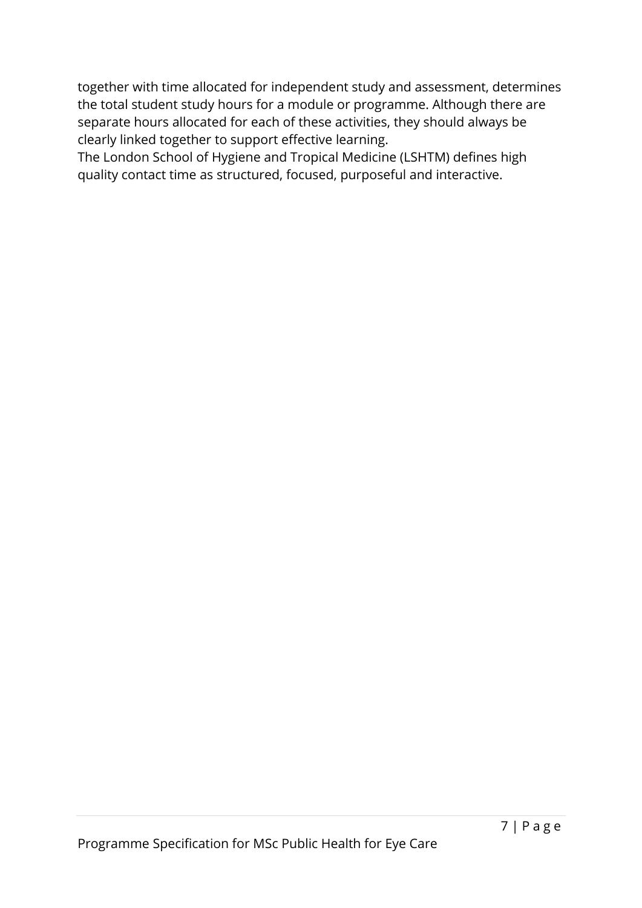together with time allocated for independent study and assessment, determines the total student study hours for a module or programme. Although there are separate hours allocated for each of these activities, they should always be clearly linked together to support effective learning.

The London School of Hygiene and Tropical Medicine (LSHTM) defines high quality contact time as structured, focused, purposeful and interactive.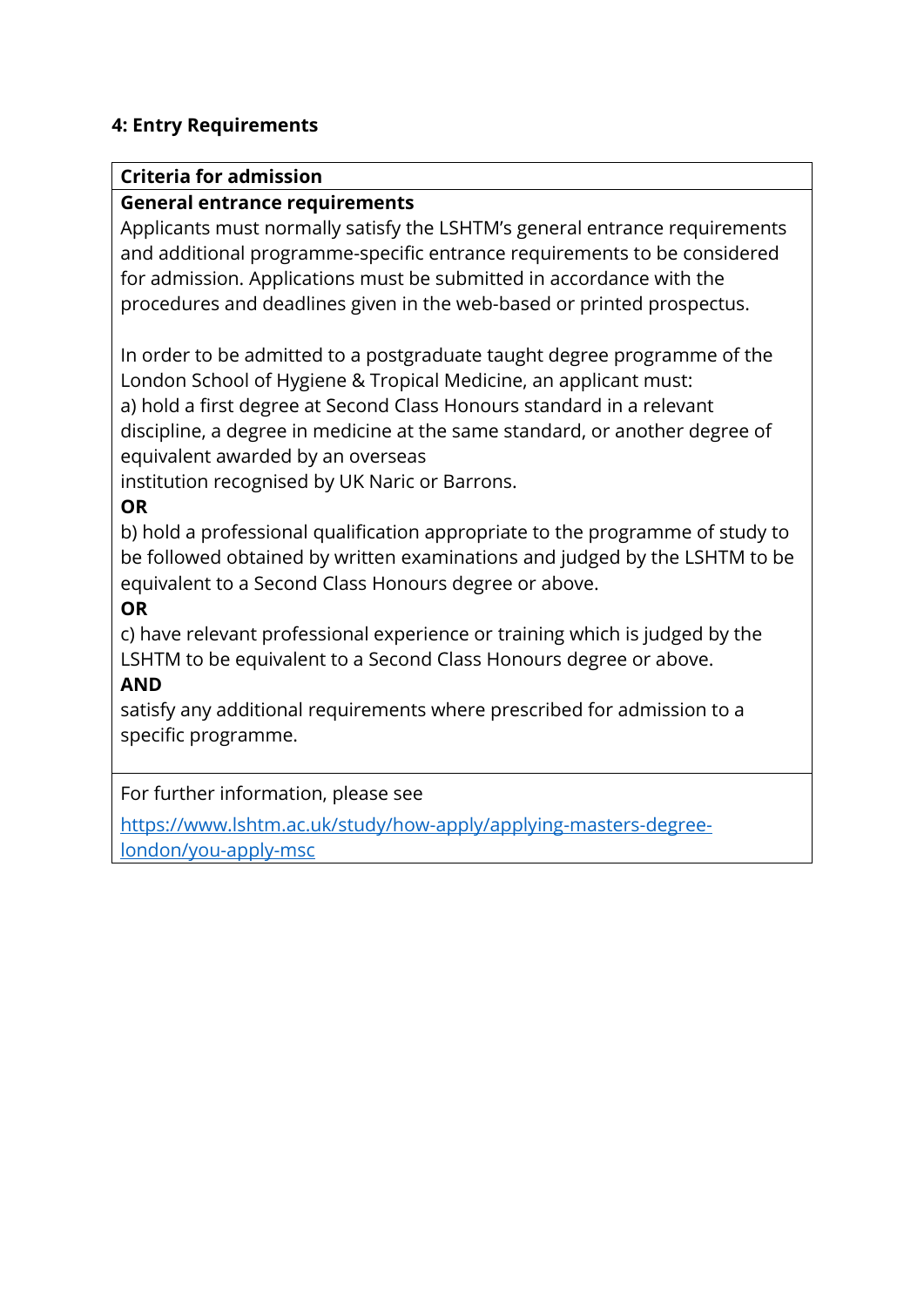## 4: Entry Requirements

| **Criteria for admission** |
| --- |
| **General entrance requirements**<br>Applicants must normally satisfy the LSHTM's general entrance requirements and additional programme-specific entrance requirements to be considered for admission. Applications must be submitted in accordance with the procedures and deadlines given in the web-based or printed prospectus.<br><br>In order to be admitted to a postgraduate taught degree programme of the London School of Hygiene & Tropical Medicine, an applicant must:<br>a) hold a first degree at Second Class Honours standard in a relevant discipline, a degree in medicine at the same standard, or another degree of equivalent awarded by an overseas institution recognised by UK Naric or Barrons.<br>**OR**<br>b) hold a professional qualification appropriate to the programme of study to be followed obtained by written examinations and judged by the LSHTM to be equivalent to a Second Class Honours degree or above.<br>**OR**<br>c) have relevant professional experience or training which is judged by the LSHTM to be equivalent to a Second Class Honours degree or above.<br>**AND**<br>satisfy any additional requirements where prescribed for admission to a specific programme. |
| For further information, please see<br>https://www.lshtm.ac.uk/study/how-apply/applying-masters-degree-london/you-apply-msc |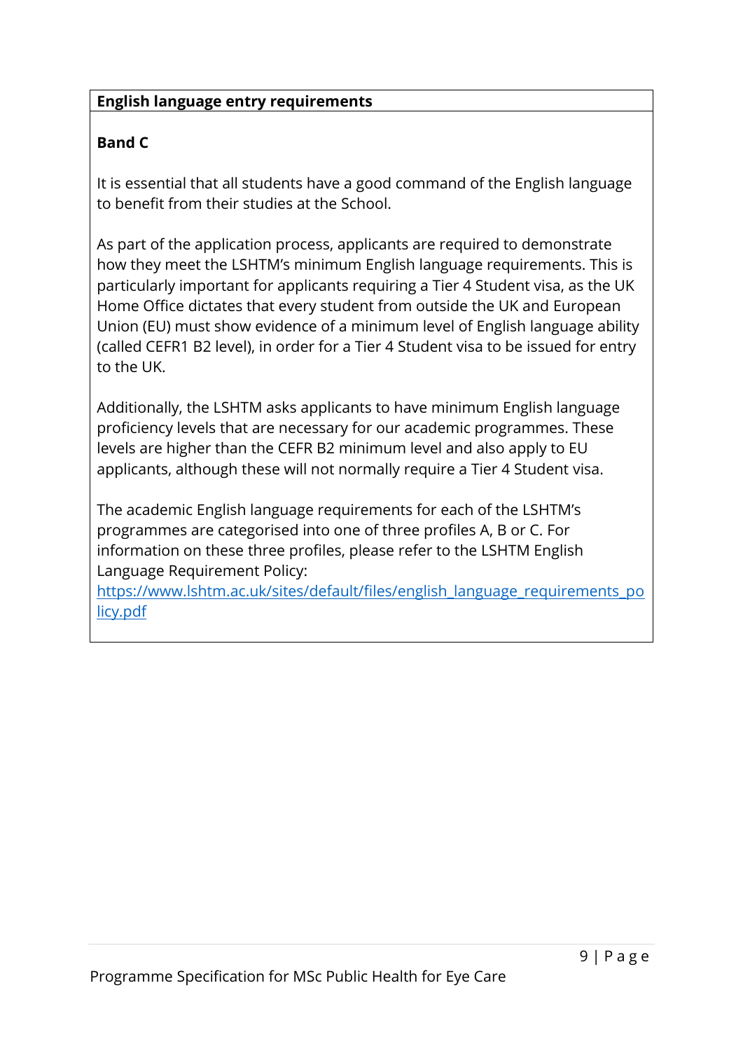**English language entry requirements**

**Band C**

It is essential that all students have a good command of the English language to benefit from their studies at the School.

As part of the application process, applicants are required to demonstrate how they meet the LSHTM's minimum English language requirements. This is particularly important for applicants requiring a Tier 4 Student visa, as the UK Home Office dictates that every student from outside the UK and European Union (EU) must show evidence of a minimum level of English language ability (called CEFR1 B2 level), in order for a Tier 4 Student visa to be issued for entry to the UK.

Additionally, the LSHTM asks applicants to have minimum English language proficiency levels that are necessary for our academic programmes. These levels are higher than the CEFR B2 minimum level and also apply to EU applicants, although these will not normally require a Tier 4 Student visa.

The academic English language requirements for each of the LSHTM's programmes are categorised into one of three profiles A, B or C. For information on these three profiles, please refer to the LSHTM English Language Requirement Policy: [https://www.lshtm.ac.uk/sites/default/files/english_language_requirements_policy.pdf](https://www.lshtm.ac.uk/sites/default/files/english_language_requirements_policy.pdf)